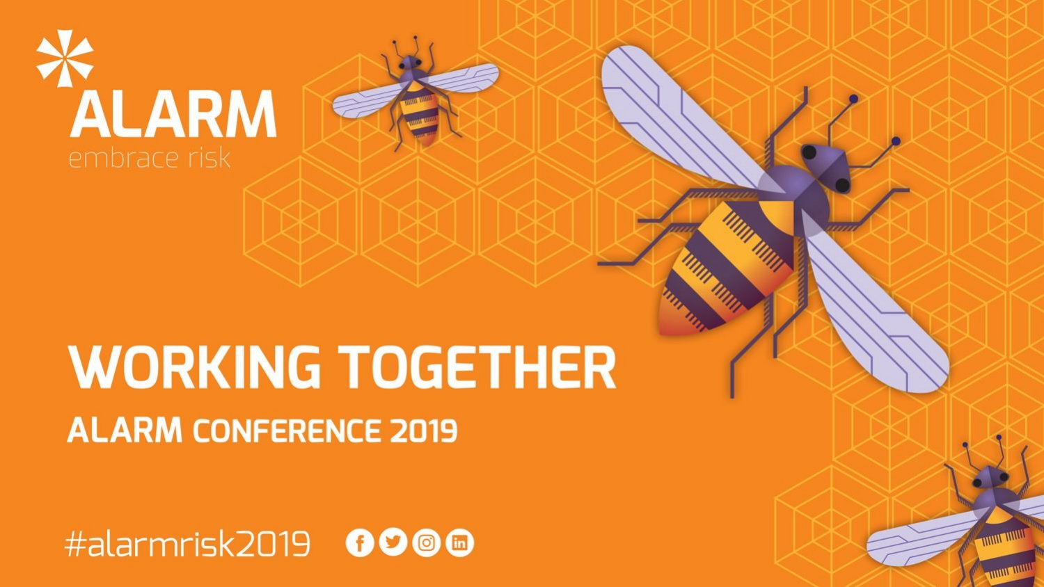ALARM

embrace risk

# WORKING TOGETHER

## ALARM CONFERENCE 2019

#alarmrisk2019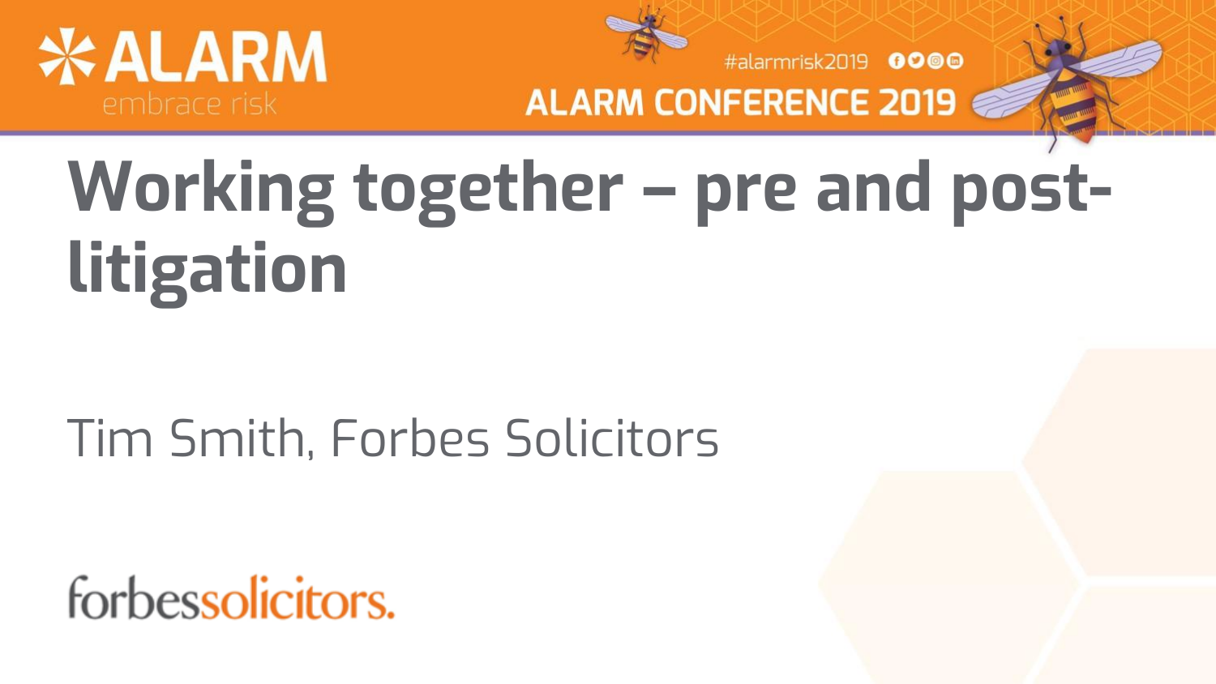# Working together – pre and post-litigation

Tim Smith, Forbes Solicitors

forbessolicitors.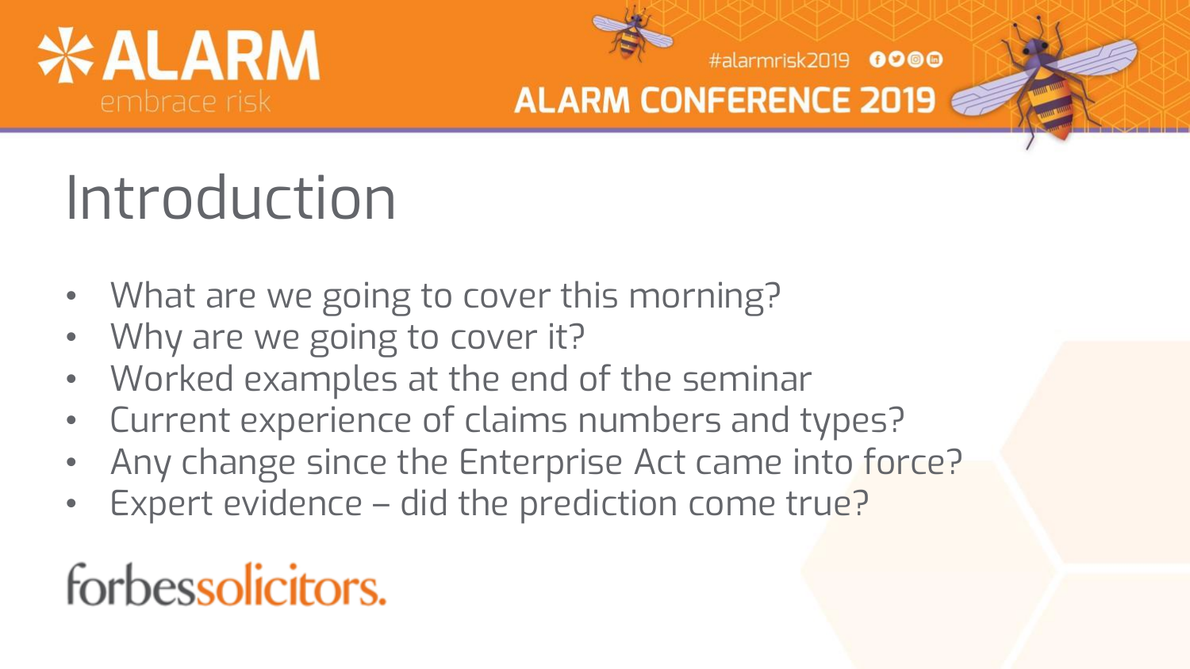# Introduction

- What are we going to cover this morning?
- Why are we going to cover it?
- Worked examples at the end of the seminar
- Current experience of claims numbers and types?
- Any change since the Enterprise Act came into force?
- Expert evidence – did the prediction come true?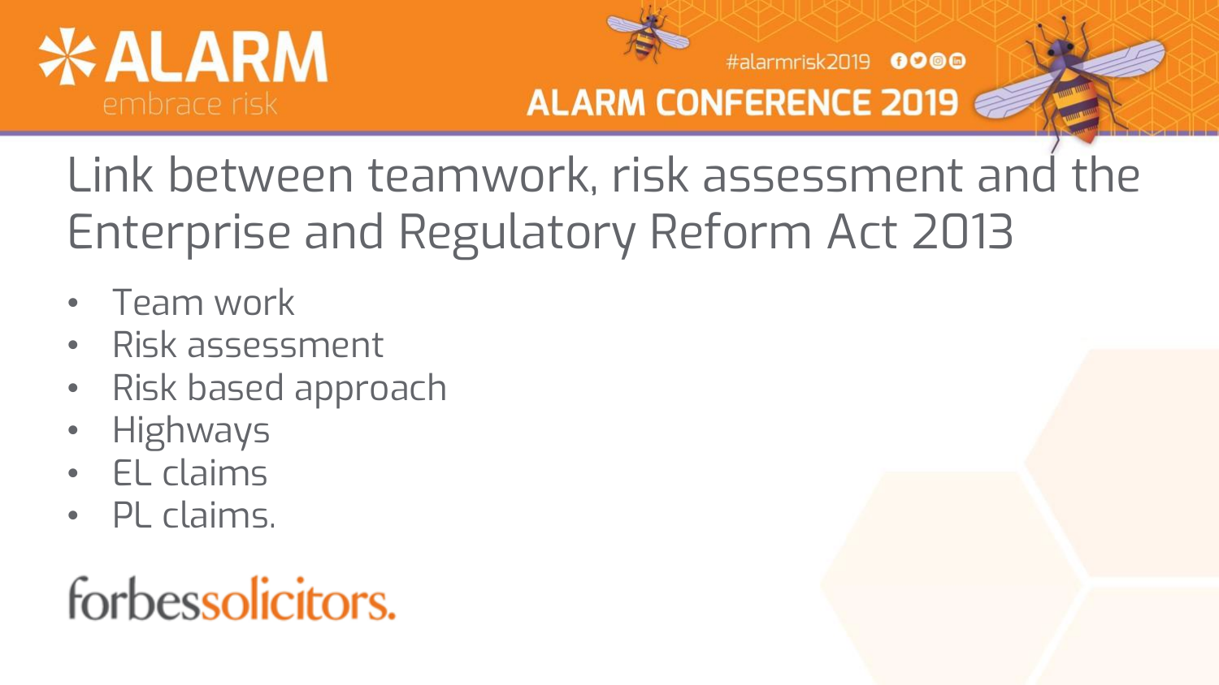# Link between teamwork, risk assessment and the Enterprise and Regulatory Reform Act 2013

- Team work
- Risk assessment
- Risk based approach
- Highways
- EL claims
- PL claims.

forbessolicitors.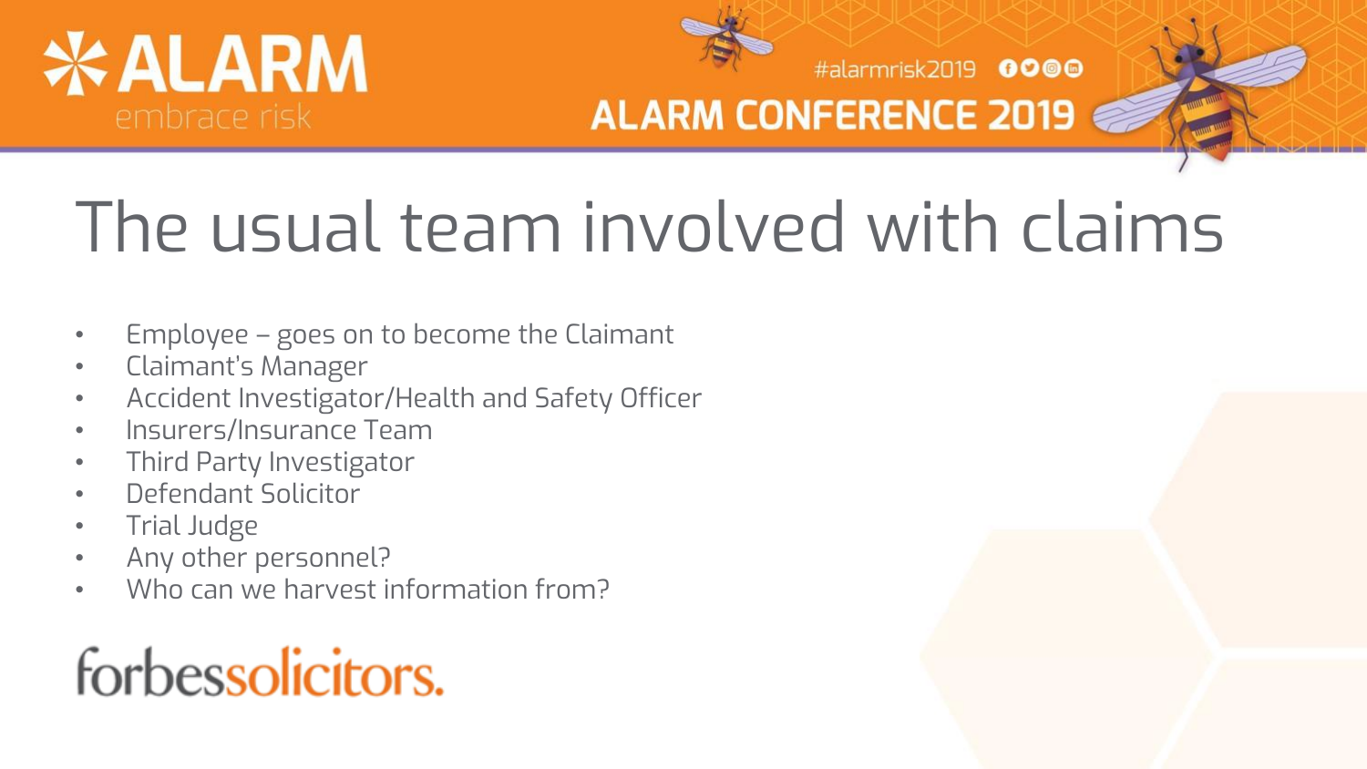# The usual team involved with claims

- Employee – goes on to become the Claimant
- Claimant's Manager
- Accident Investigator/Health and Safety Officer
- Insurers/Insurance Team
- Third Party Investigator
- Defendant Solicitor
- Trial Judge
- Any other personnel?
- Who can we harvest information from?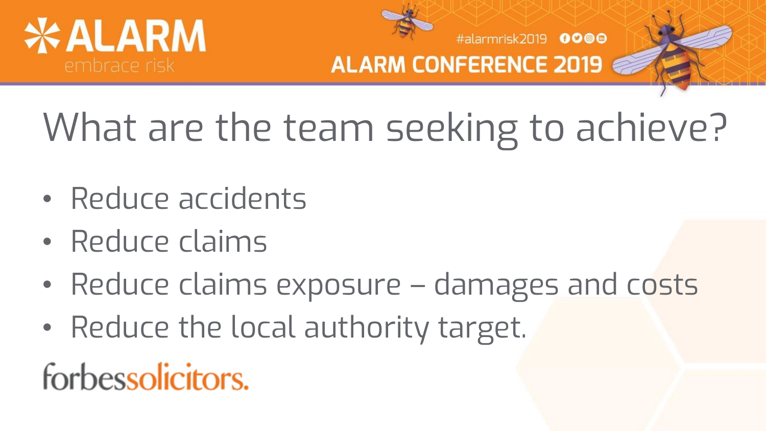# What are the team seeking to achieve?

- Reduce accidents
- Reduce claims
- Reduce claims exposure – damages and costs
- Reduce the local authority target.

forbessolicitors.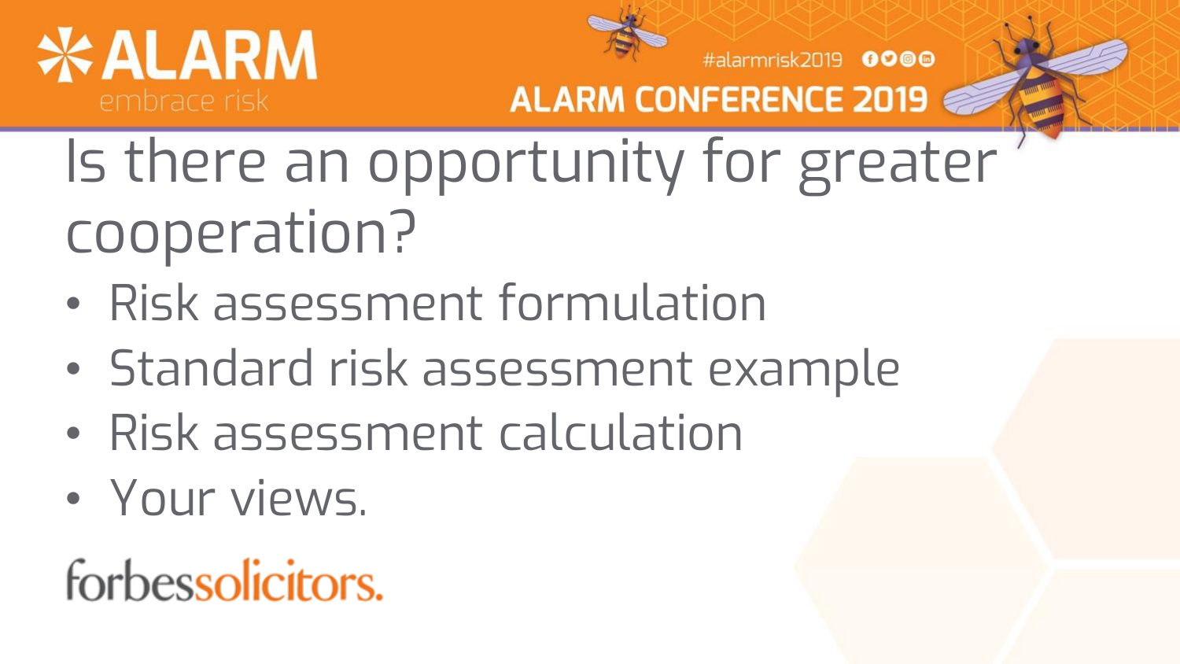# Is there an opportunity for greater cooperation?

- Risk assessment formulation
- Standard risk assessment example
- Risk assessment calculation
- Your views.

forbessolicitors.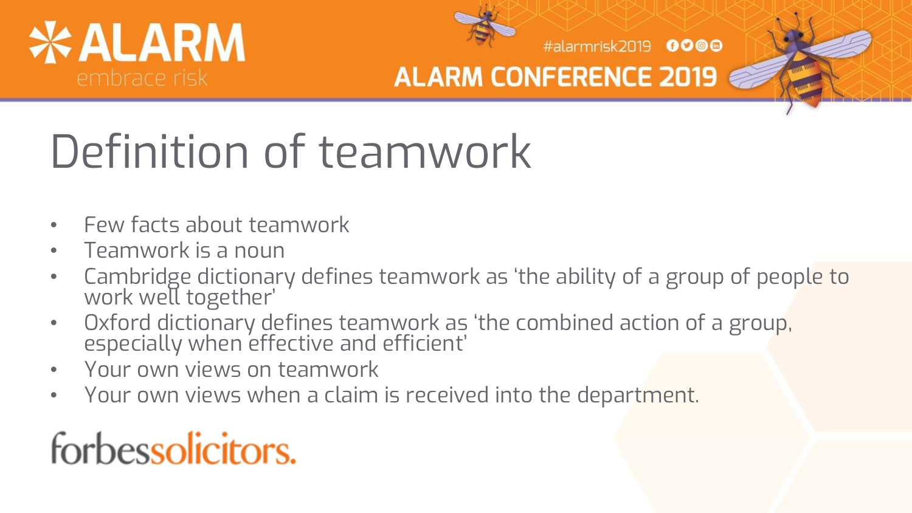# Definition of teamwork

- Few facts about teamwork
- Teamwork is a noun
- Cambridge dictionary defines teamwork as 'the ability of a group of people to work well together'
- Oxford dictionary defines teamwork as 'the combined action of a group, especially when effective and efficient'
- Your own views on teamwork
- Your own views when a claim is received into the department.

forbessolicitors.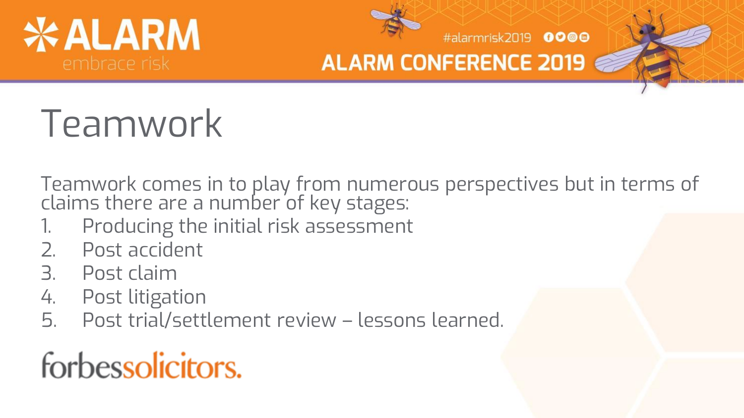# Teamwork

Teamwork comes in to play from numerous perspectives but in terms of claims there are a number of key stages:

1. Producing the initial risk assessment
2. Post accident
3. Post claim
4. Post litigation
5. Post trial/settlement review – lessons learned.

forbessolicitors.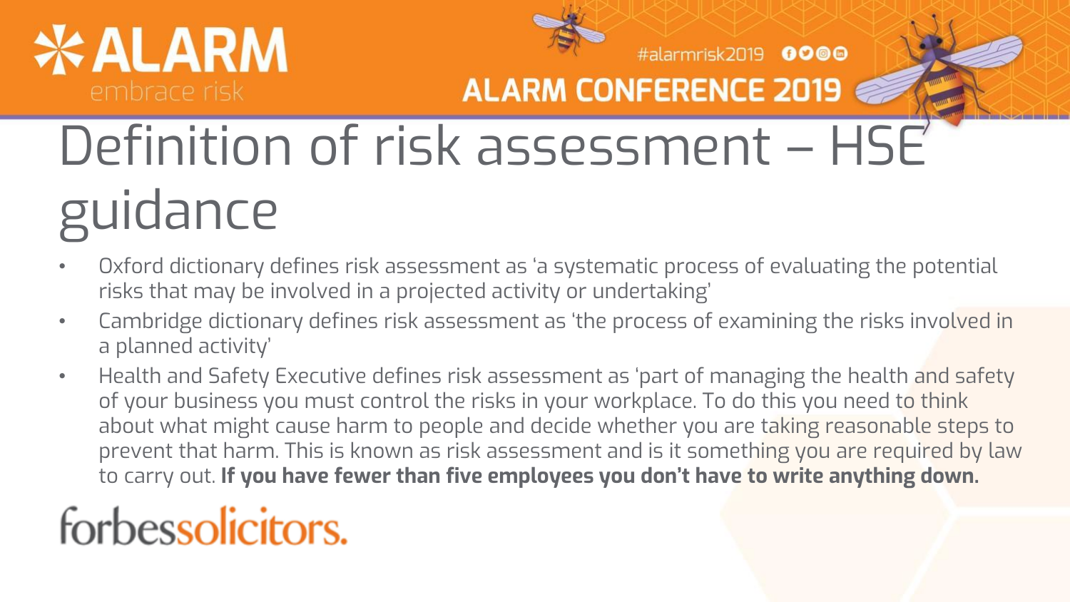# Definition of risk assessment – HSE guidance

- Oxford dictionary defines risk assessment as 'a systematic process of evaluating the potential risks that may be involved in a projected activity or undertaking'
- Cambridge dictionary defines risk assessment as 'the process of examining the risks involved in a planned activity'
- Health and Safety Executive defines risk assessment as 'part of managing the health and safety of your business you must control the risks in your workplace. To do this you need to think about what might cause harm to people and decide whether you are taking reasonable steps to prevent that harm. This is known as risk assessment and is it something you are required by law to carry out. **If you have fewer than five employees you don't have to write anything down.**

forbessolicitors.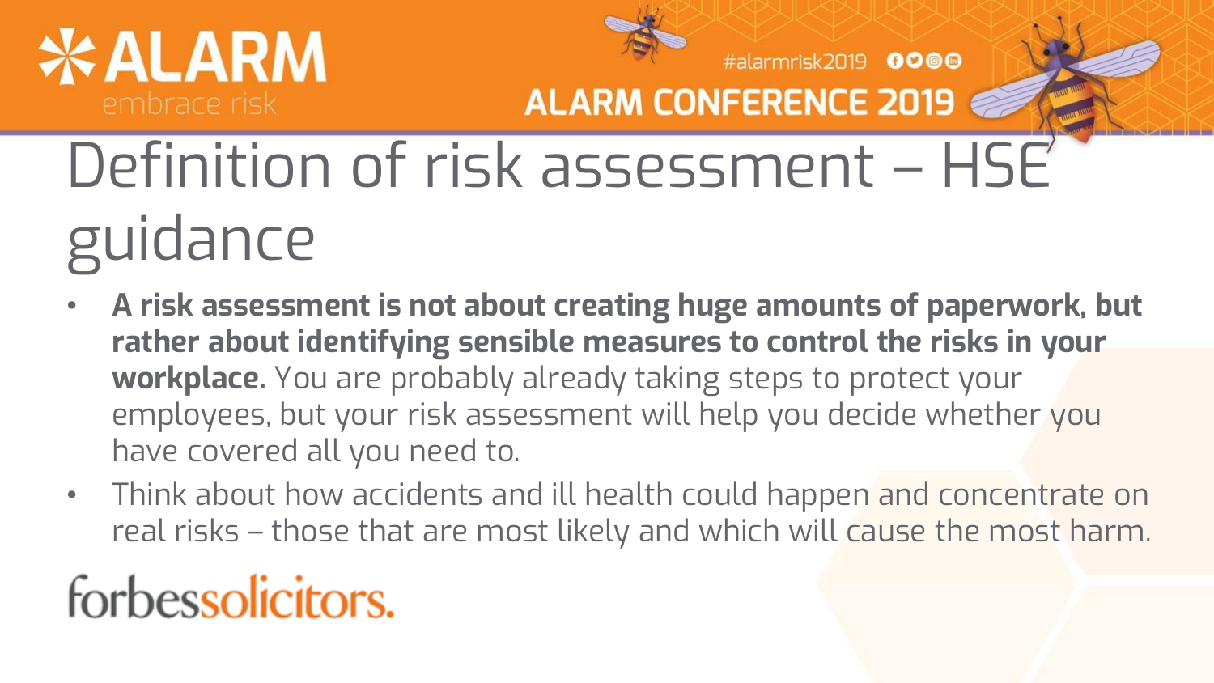# Definition of risk assessment – HSE guidance

- **A risk assessment is not about creating huge amounts of paperwork, but rather about identifying sensible measures to control the risks in your workplace.** You are probably already taking steps to protect your employees, but your risk assessment will help you decide whether you have covered all you need to.
- Think about how accidents and ill health could happen and concentrate on real risks – those that are most likely and which will cause the most harm.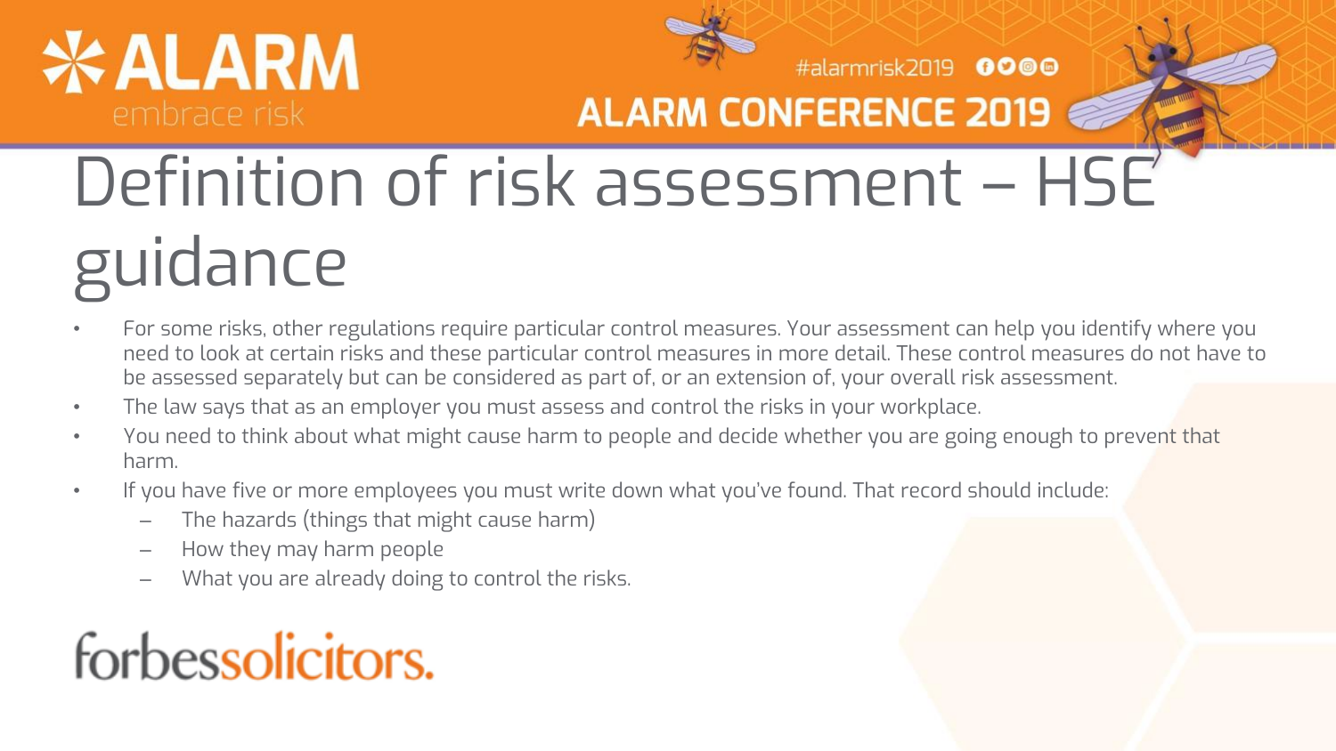# Definition of risk assessment – HSE guidance

- For some risks, other regulations require particular control measures. Your assessment can help you identify where you need to look at certain risks and these particular control measures in more detail. These control measures do not have to be assessed separately but can be considered as part of, or an extension of, your overall risk assessment.
- The law says that as an employer you must assess and control the risks in your workplace.
- You need to think about what might cause harm to people and decide whether you are going enough to prevent that harm.
- If you have five or more employees you must write down what you've found. That record should include:
  - The hazards (things that might cause harm)
  - How they may harm people
  - What you are already doing to control the risks.

forbessolicitors.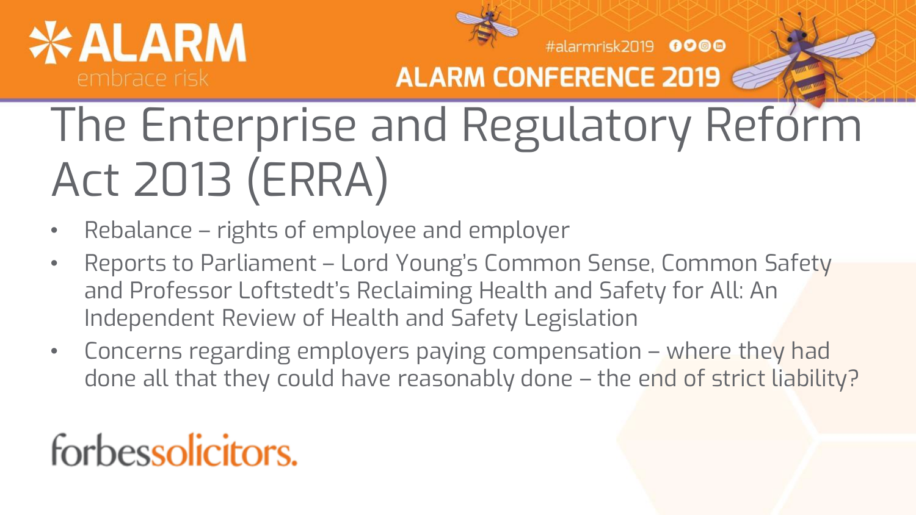# The Enterprise and Regulatory Reform Act 2013 (ERRA)

- Rebalance – rights of employee and employer
- Reports to Parliament – Lord Young's Common Sense, Common Safety and Professor Loftstedt's Reclaiming Health and Safety for All: An Independent Review of Health and Safety Legislation
- Concerns regarding employers paying compensation – where they had done all that they could have reasonably done – the end of strict liability?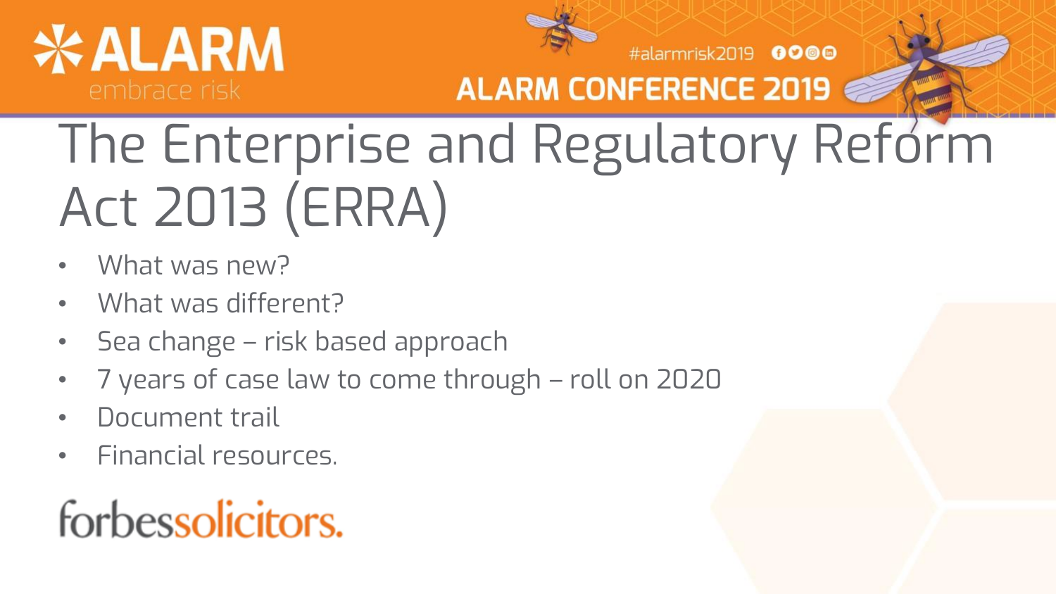# The Enterprise and Regulatory Reform Act 2013 (ERRA)

- What was new?
- What was different?
- Sea change – risk based approach
- 7 years of case law to come through – roll on 2020
- Document trail
- Financial resources.

forbessolicitors.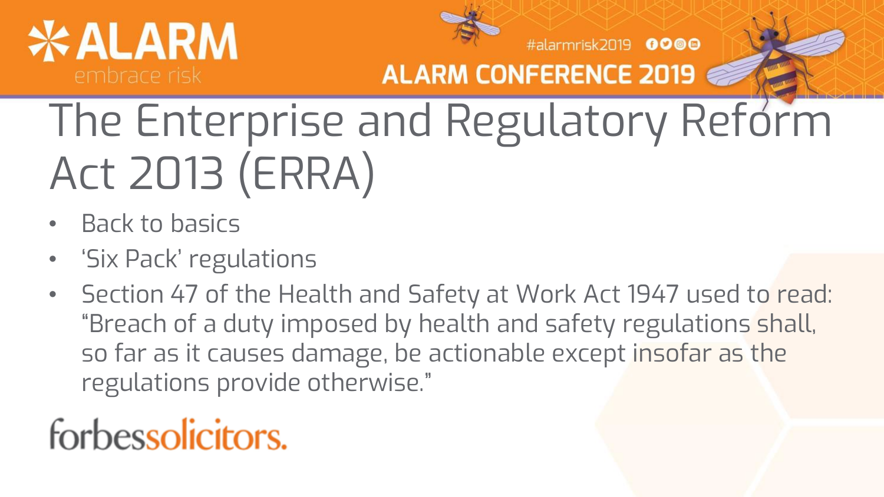# The Enterprise and Regulatory Reform Act 2013 (ERRA)

- Back to basics
- 'Six Pack' regulations
- Section 47 of the Health and Safety at Work Act 1947 used to read: "Breach of a duty imposed by health and safety regulations shall, so far as it causes damage, be actionable except insofar as the regulations provide otherwise."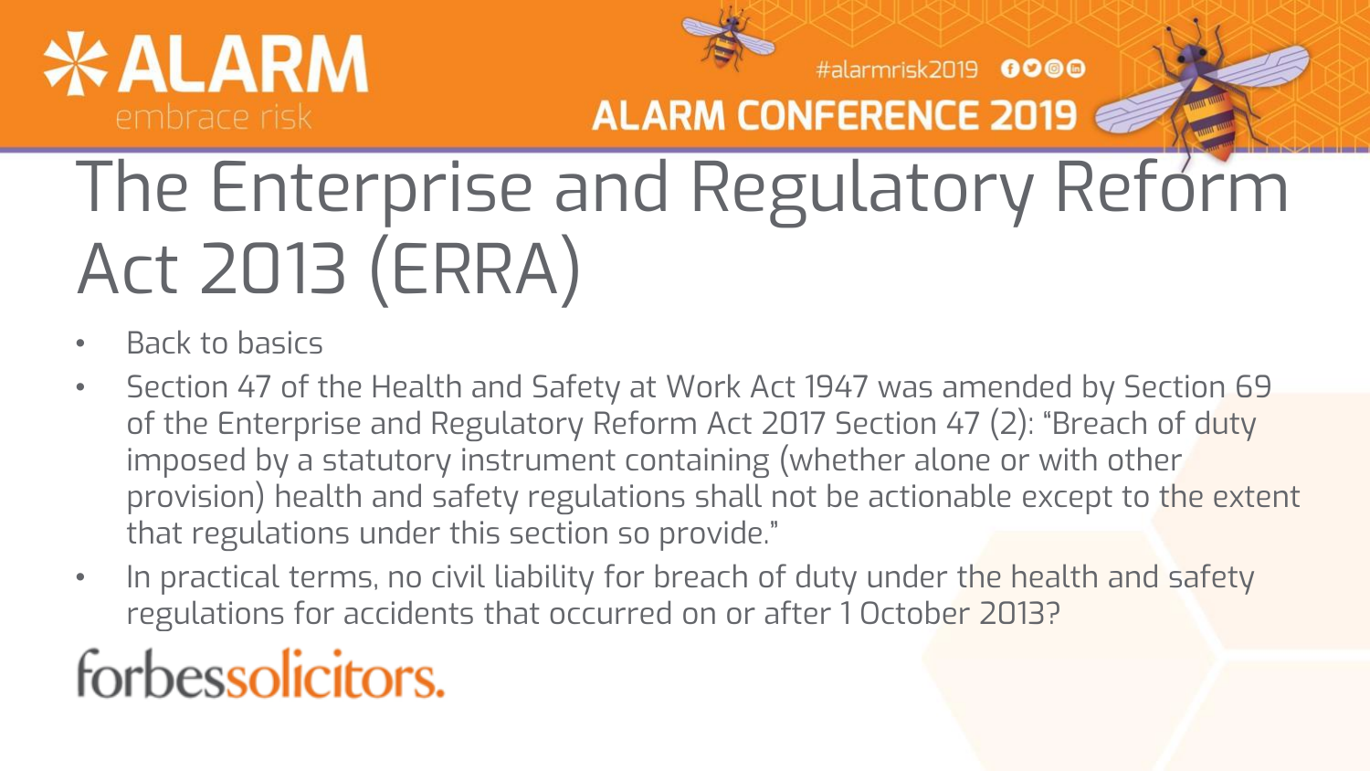# The Enterprise and Regulatory Reform Act 2013 (ERRA)

- Back to basics
- Section 47 of the Health and Safety at Work Act 1947 was amended by Section 69 of the Enterprise and Regulatory Reform Act 2017 Section 47 (2): "Breach of duty imposed by a statutory instrument containing (whether alone or with other provision) health and safety regulations shall not be actionable except to the extent that regulations under this section so provide."
- In practical terms, no civil liability for breach of duty under the health and safety regulations for accidents that occurred on or after 1 October 2013?

forbessolicitors.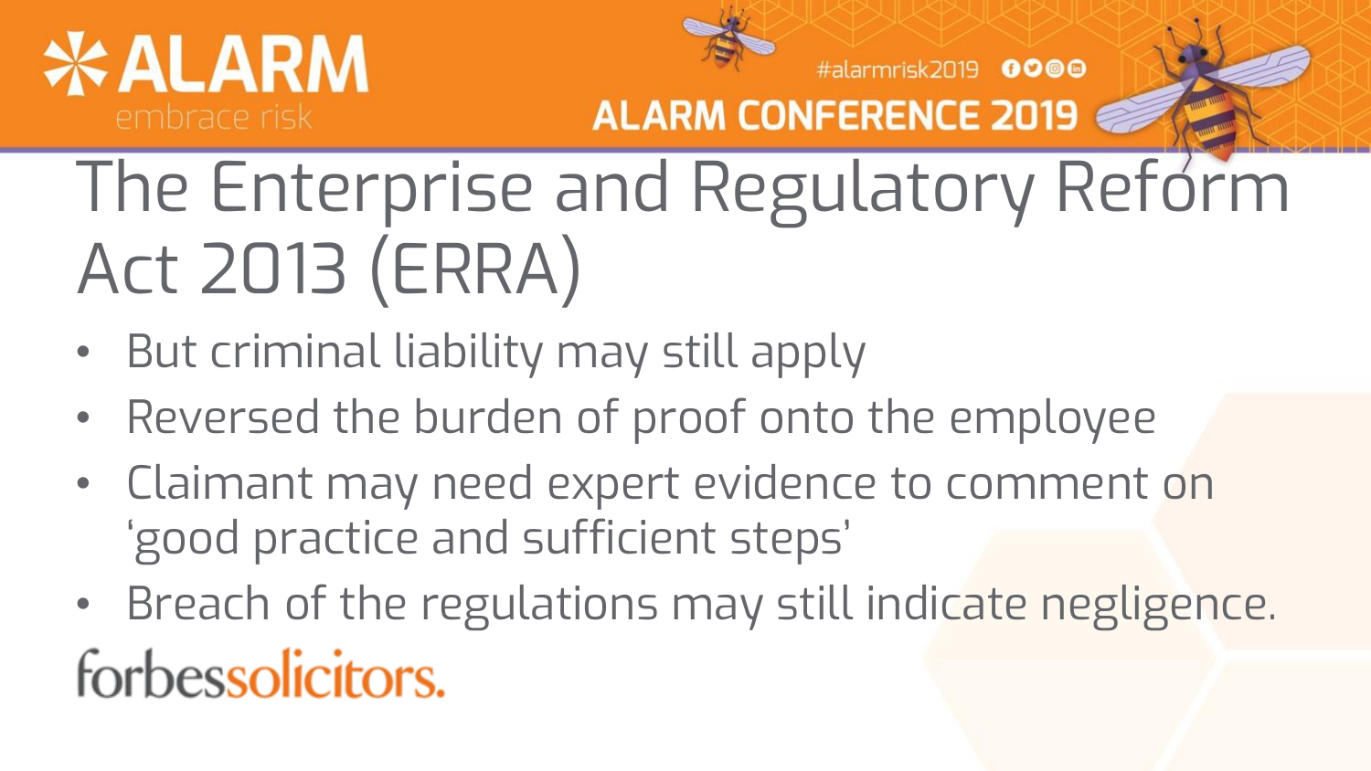# The Enterprise and Regulatory Reform Act 2013 (ERRA)

- But criminal liability may still apply
- Reversed the burden of proof onto the employee
- Claimant may need expert evidence to comment on 'good practice and sufficient steps'
- Breach of the regulations may still indicate negligence.

forbessolicitors.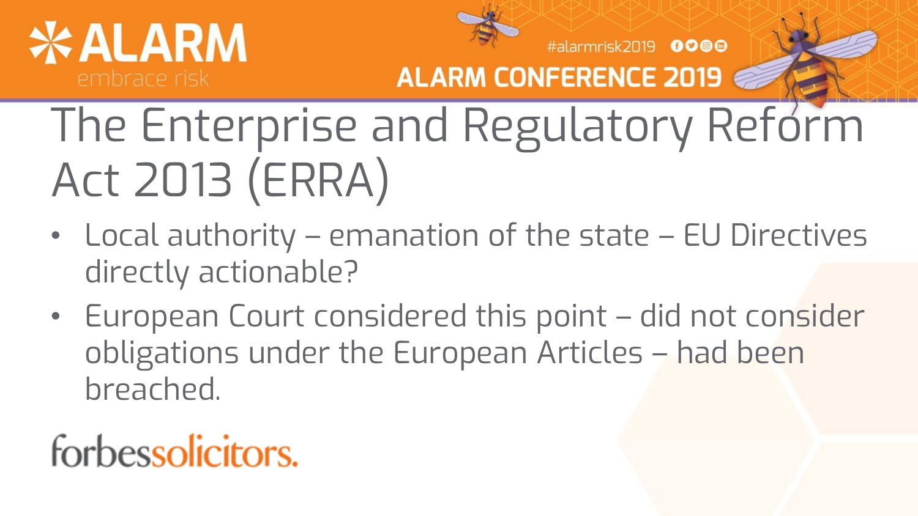# The Enterprise and Regulatory Reform Act 2013 (ERRA)

- Local authority – emanation of the state – EU Directives directly actionable?
- European Court considered this point – did not consider obligations under the European Articles – had been breached.

forbessolicitors.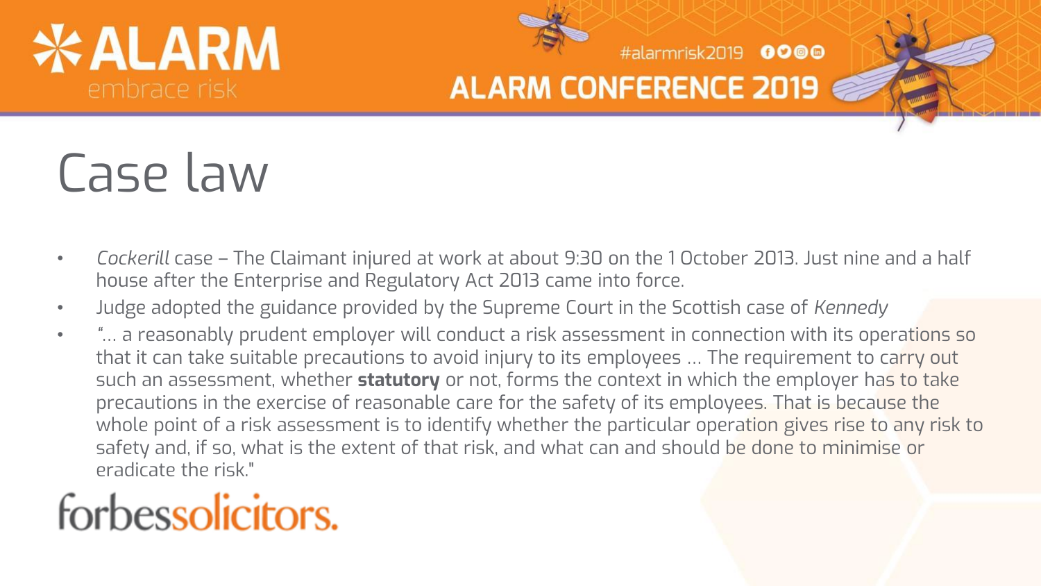# Case law

- *Cockerill* case – The Claimant injured at work at about 9:30 on the 1 October 2013. Just nine and a half house after the Enterprise and Regulatory Act 2013 came into force.
- Judge adopted the guidance provided by the Supreme Court in the Scottish case of *Kennedy*
- "... a reasonably prudent employer will conduct a risk assessment in connection with its operations so that it can take suitable precautions to avoid injury to its employees ... The requirement to carry out such an assessment, whether **statutory** or not, forms the context in which the employer has to take precautions in the exercise of reasonable care for the safety of its employees. That is because the whole point of a risk assessment is to identify whether the particular operation gives rise to any risk to safety and, if so, what is the extent of that risk, and what can and should be done to minimise or eradicate the risk."

forbessolicitors.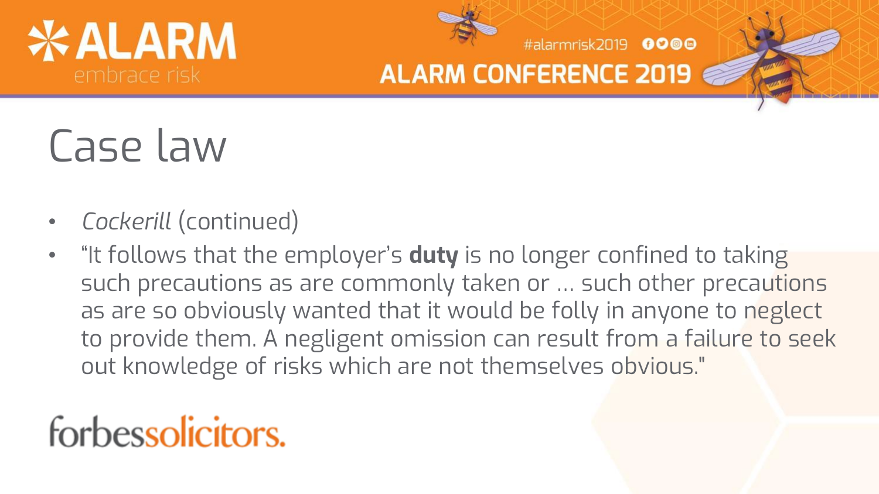# Case law

- *Cockerill* (continued)
- "It follows that the employer's **duty** is no longer confined to taking such precautions as are commonly taken or … such other precautions as are so obviously wanted that it would be folly in anyone to neglect to provide them. A negligent omission can result from a failure to seek out knowledge of risks which are not themselves obvious."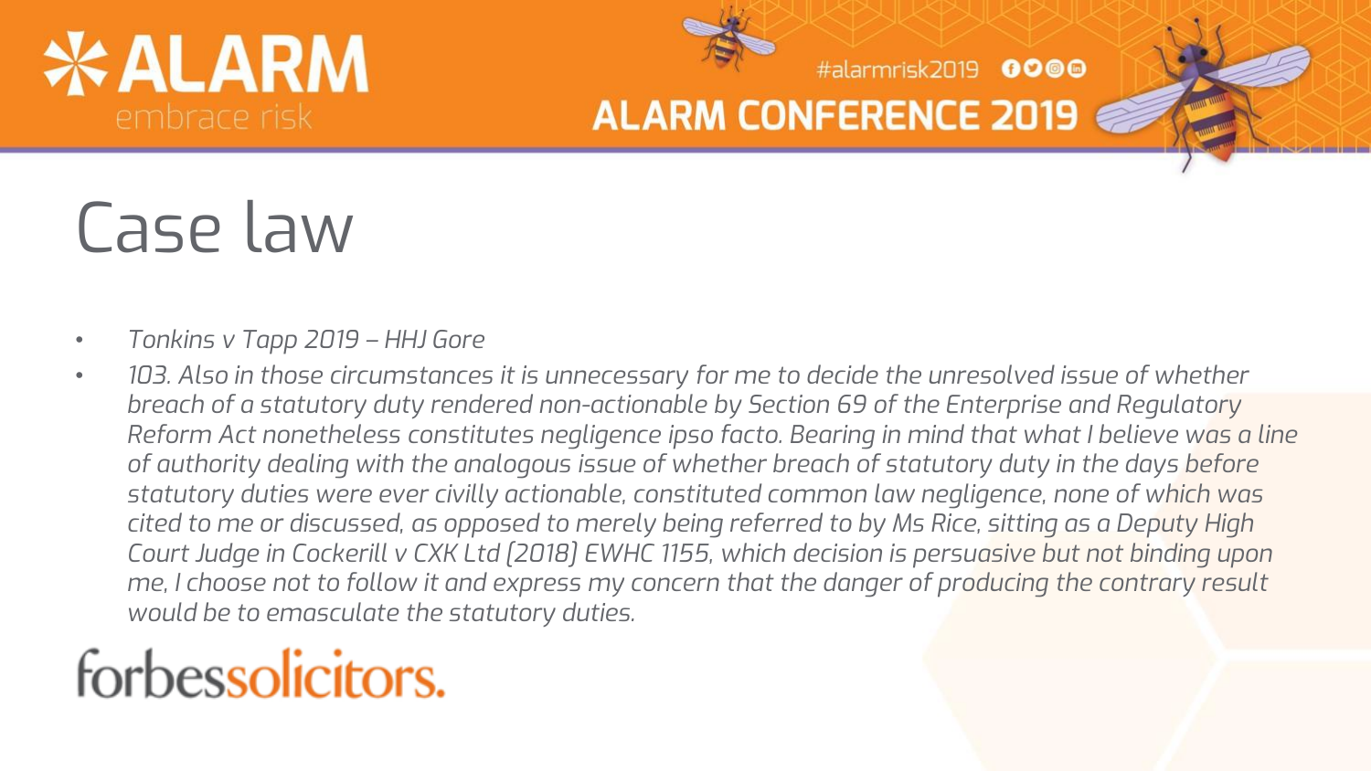# Case law

- *Tonkins v Tapp 2019 – HHJ Gore*
- *103. Also in those circumstances it is unnecessary for me to decide the unresolved issue of whether breach of a statutory duty rendered non-actionable by Section 69 of the Enterprise and Regulatory Reform Act nonetheless constitutes negligence ipso facto. Bearing in mind that what I believe was a line of authority dealing with the analogous issue of whether breach of statutory duty in the days before statutory duties were ever civilly actionable, constituted common law negligence, none of which was cited to me or discussed, as opposed to merely being referred to by Ms Rice, sitting as a Deputy High Court Judge in Cockerill v CXK Ltd [2018] EWHC 1155, which decision is persuasive but not binding upon me, I choose not to follow it and express my concern that the danger of producing the contrary result would be to emasculate the statutory duties.*

forbessolicitors.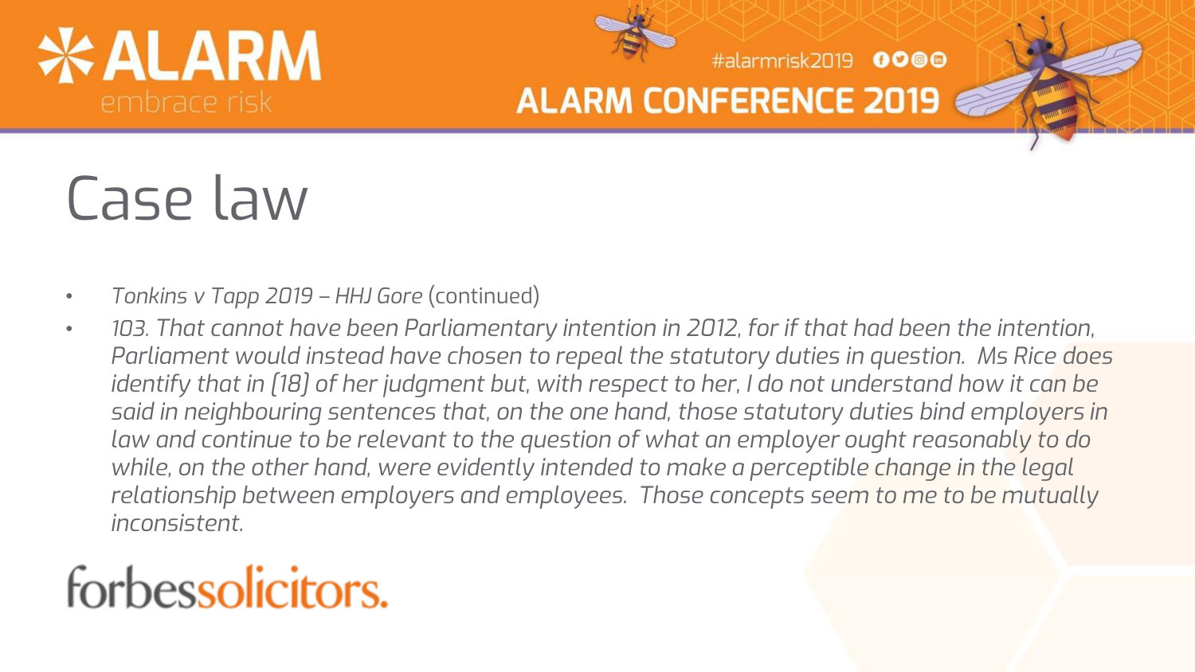# Case law

- *Tonkins v Tapp 2019 – HHJ Gore* (continued)
- *103. That cannot have been Parliamentary intention in 2012, for if that had been the intention, Parliament would instead have chosen to repeal the statutory duties in question. Ms Rice does identify that in [18] of her judgment but, with respect to her, I do not understand how it can be said in neighbouring sentences that, on the one hand, those statutory duties bind employers in law and continue to be relevant to the question of what an employer ought reasonably to do while, on the other hand, were evidently intended to make a perceptible change in the legal relationship between employers and employees. Those concepts seem to me to be mutually inconsistent.*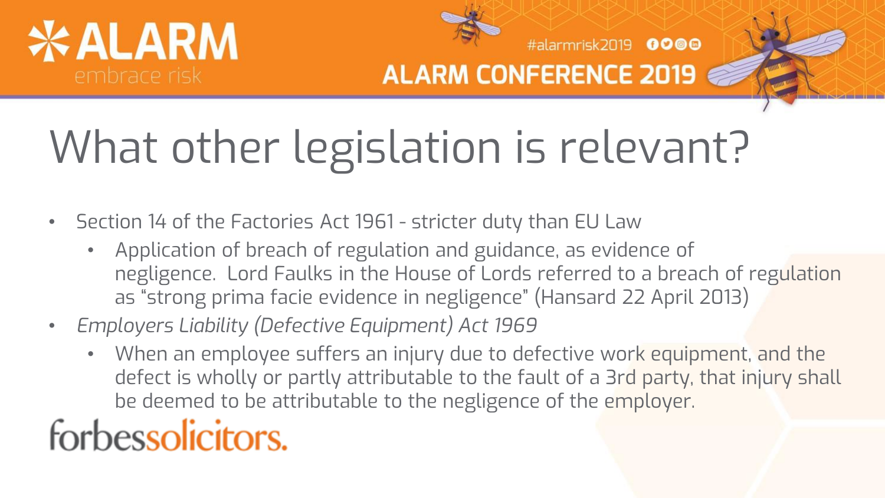# What other legislation is relevant?

- Section 14 of the Factories Act 1961 - stricter duty than EU Law
  - Application of breach of regulation and guidance, as evidence of negligence. Lord Faulks in the House of Lords referred to a breach of regulation as "strong prima facie evidence in negligence" (Hansard 22 April 2013)
- *Employers Liability (Defective Equipment) Act 1969*
  - When an employee suffers an injury due to defective work equipment, and the defect is wholly or partly attributable to the fault of a 3rd party, that injury shall be deemed to be attributable to the negligence of the employer.

forbessolicitors.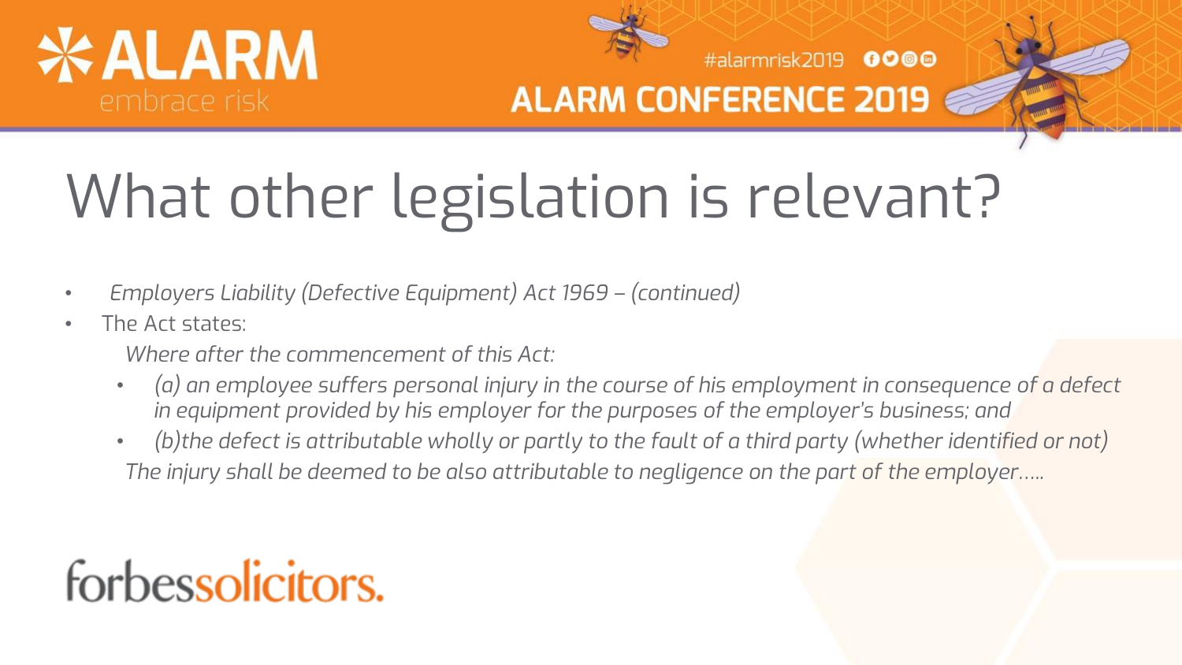# What other legislation is relevant?

- *Employers Liability (Defective Equipment) Act 1969 – (continued)*
- The Act states:

  *Where after the commencement of this Act:*

  - *(a) an employee suffers personal injury in the course of his employment in consequence of a defect in equipment provided by his employer for the purposes of the employer's business; and*
  - *(b)the defect is attributable wholly or partly to the fault of a third party (whether identified or not)*

  *The injury shall be deemed to be also attributable to negligence on the part of the employer…..*

forbessolicitors.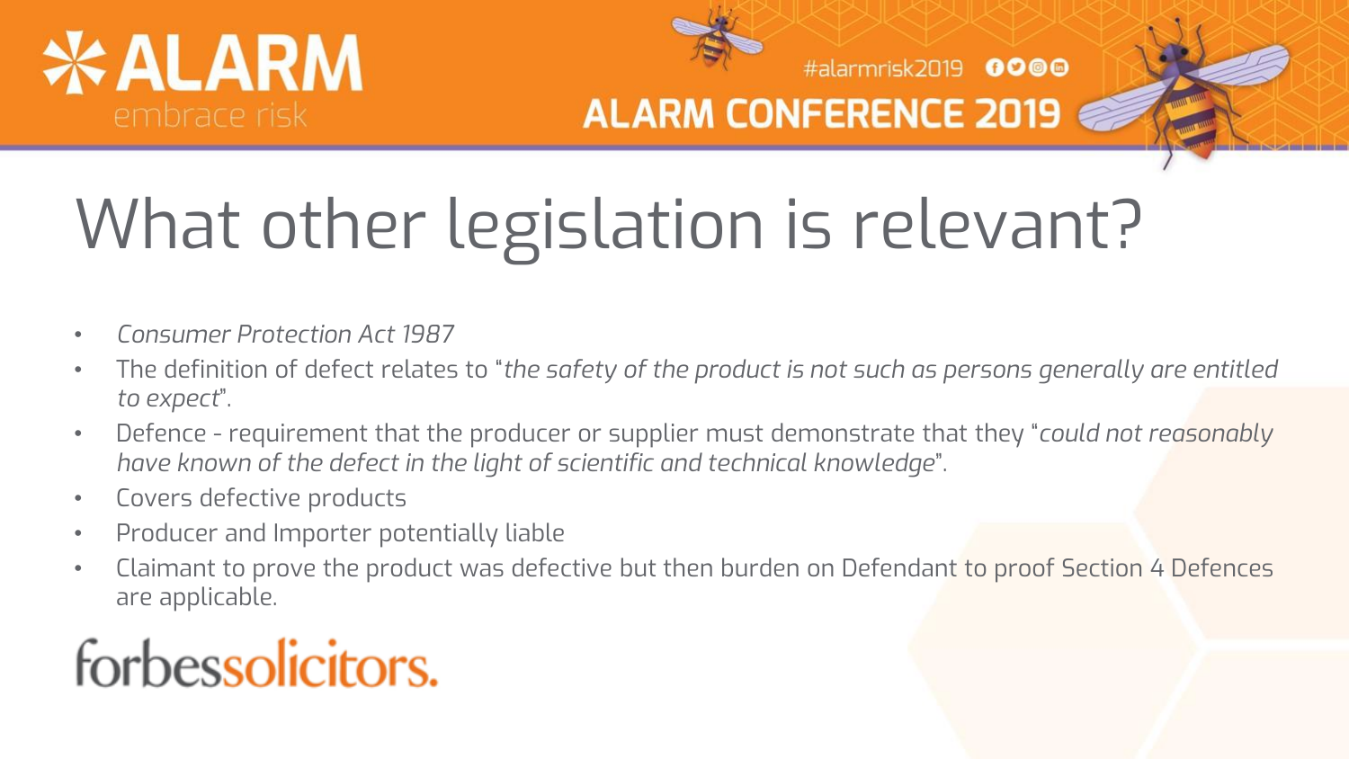# What other legislation is relevant?

- *Consumer Protection Act 1987*
- The definition of defect relates to "*the safety of the product is not such as persons generally are entitled to expect*".
- Defence - requirement that the producer or supplier must demonstrate that they "*could not reasonably have known of the defect in the light of scientific and technical knowledge*".
- Covers defective products
- Producer and Importer potentially liable
- Claimant to prove the product was defective but then burden on Defendant to proof Section 4 Defences are applicable.

forbessolicitors.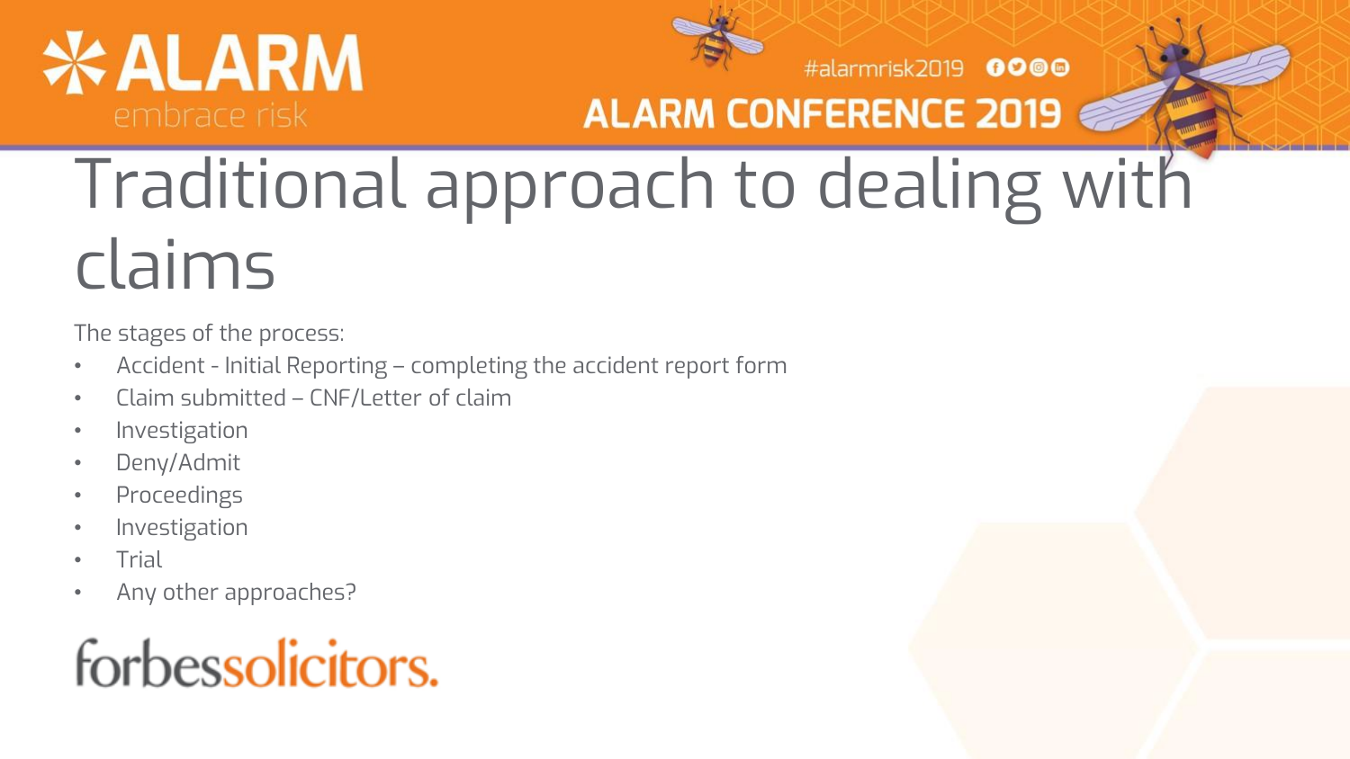# Traditional approach to dealing with claims

The stages of the process:

- Accident - Initial Reporting – completing the accident report form
- Claim submitted – CNF/Letter of claim
- Investigation
- Deny/Admit
- Proceedings
- Investigation
- Trial
- Any other approaches?

forbessolicitors.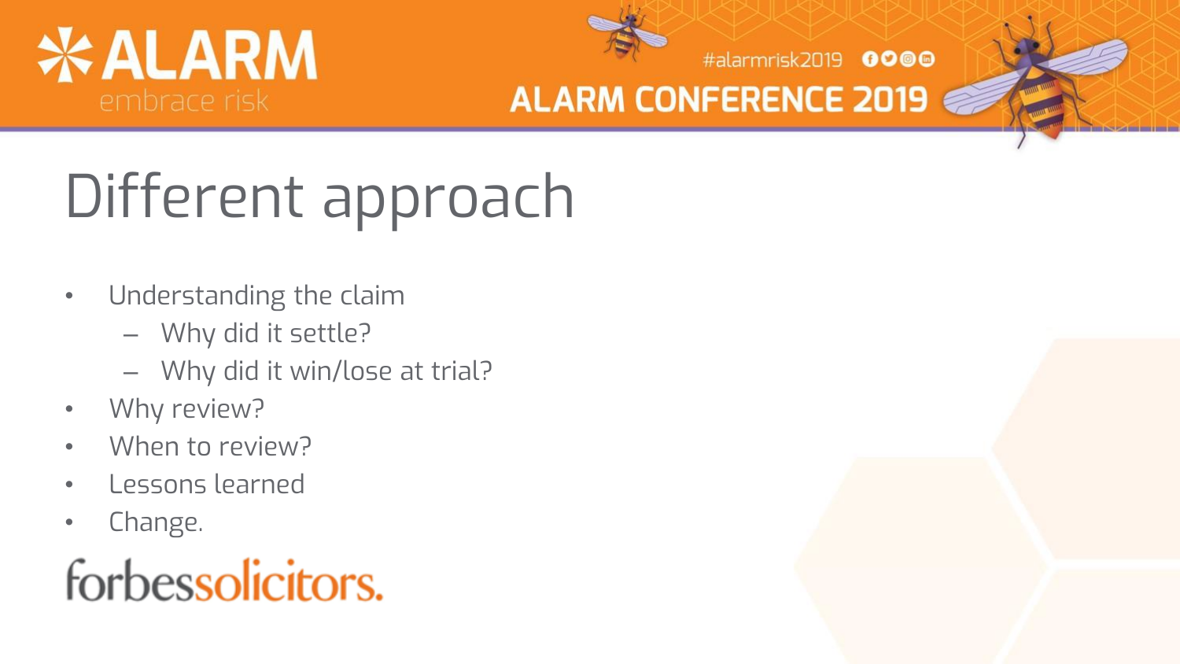# Different approach

- Understanding the claim
  - Why did it settle?
  - Why did it win/lose at trial?
- Why review?
- When to review?
- Lessons learned
- Change.

forbessolicitors.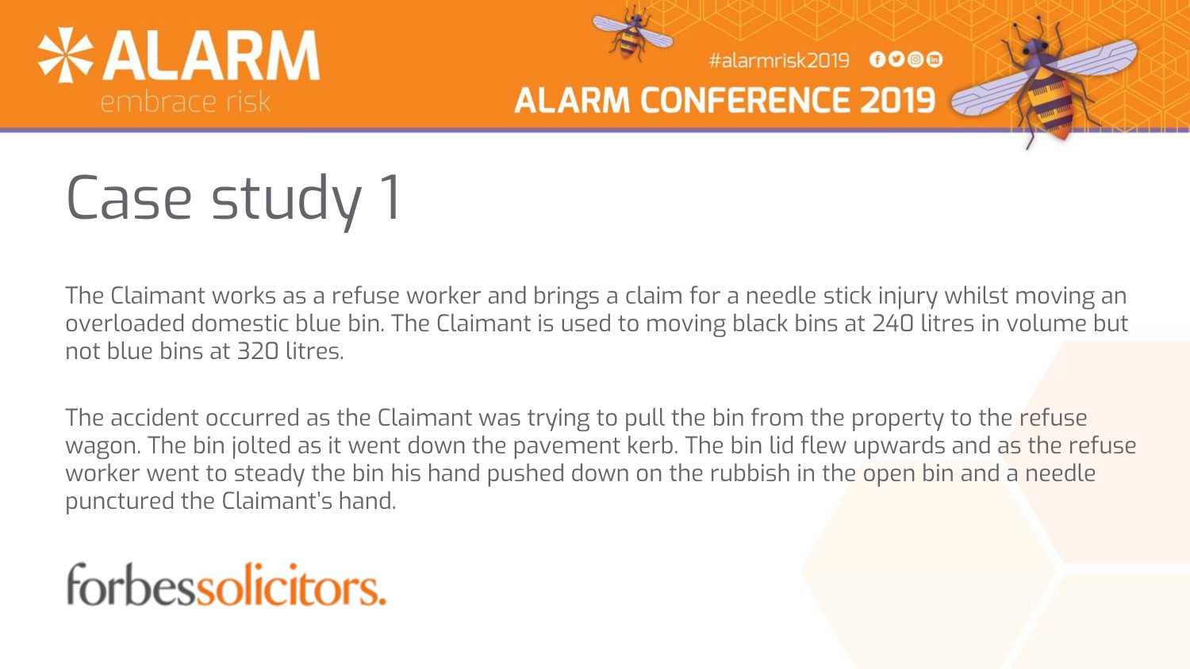# Case study 1

The Claimant works as a refuse worker and brings a claim for a needle stick injury whilst moving an overloaded domestic blue bin. The Claimant is used to moving black bins at 240 litres in volume but not blue bins at 320 litres.

The accident occurred as the Claimant was trying to pull the bin from the property to the refuse wagon. The bin jolted as it went down the pavement kerb. The bin lid flew upwards and as the refuse worker went to steady the bin his hand pushed down on the rubbish in the open bin and a needle punctured the Claimant's hand.

forbessolicitors.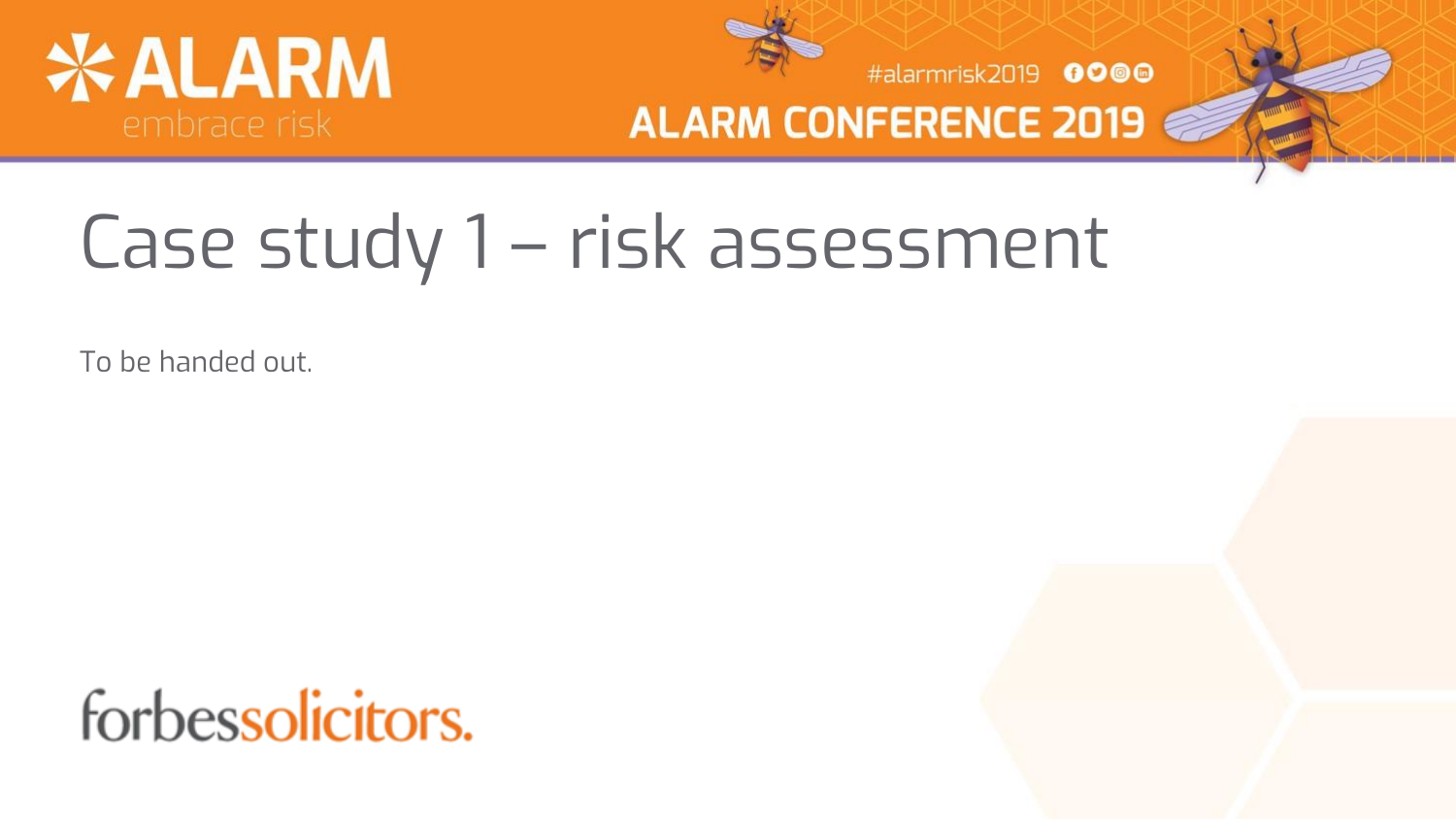# Case study 1 – risk assessment

To be handed out.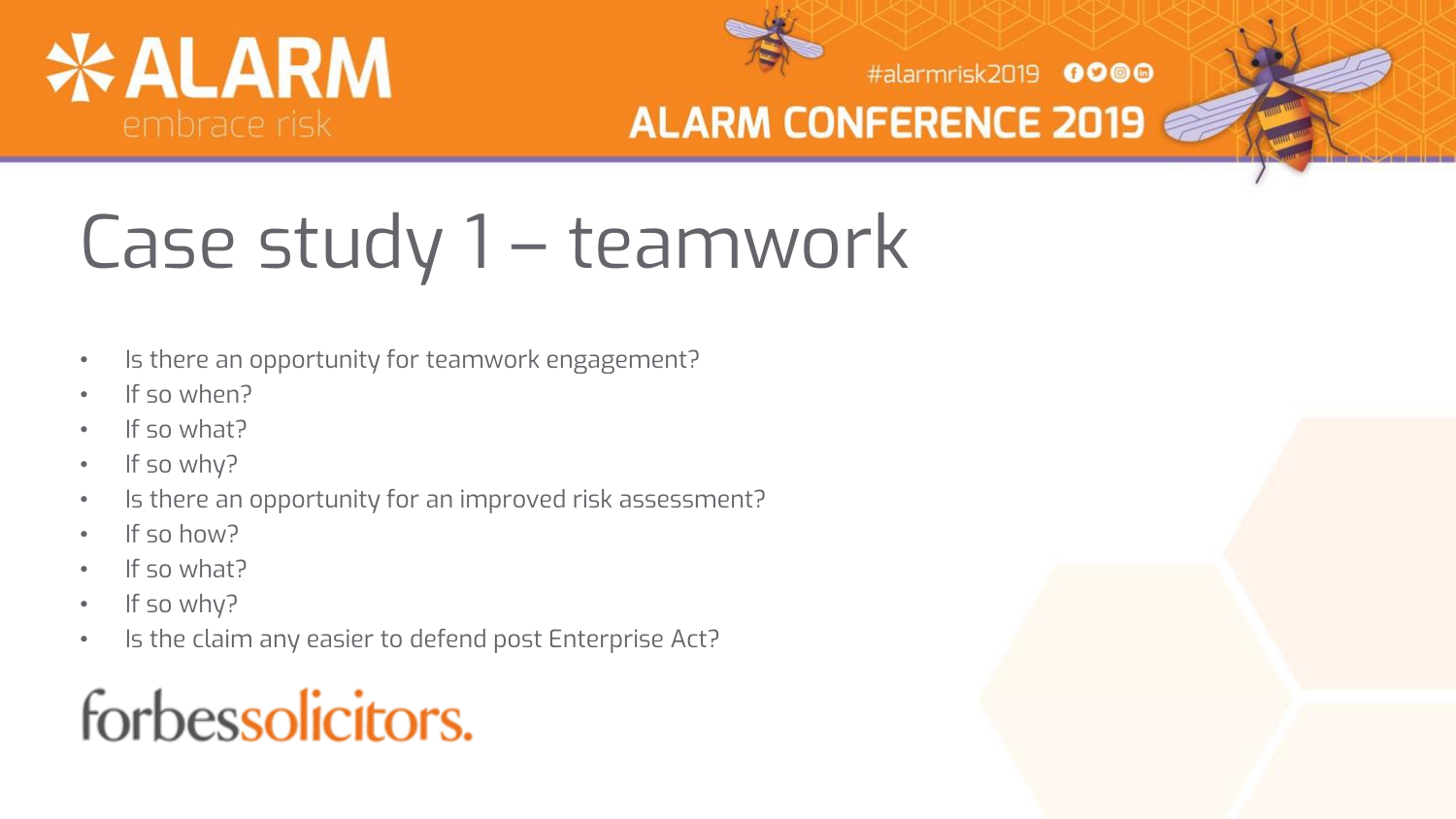# Case study 1 – teamwork

- Is there an opportunity for teamwork engagement?
- If so when?
- If so what?
- If so why?
- Is there an opportunity for an improved risk assessment?
- If so how?
- If so what?
- If so why?
- Is the claim any easier to defend post Enterprise Act?

forbessolicitors.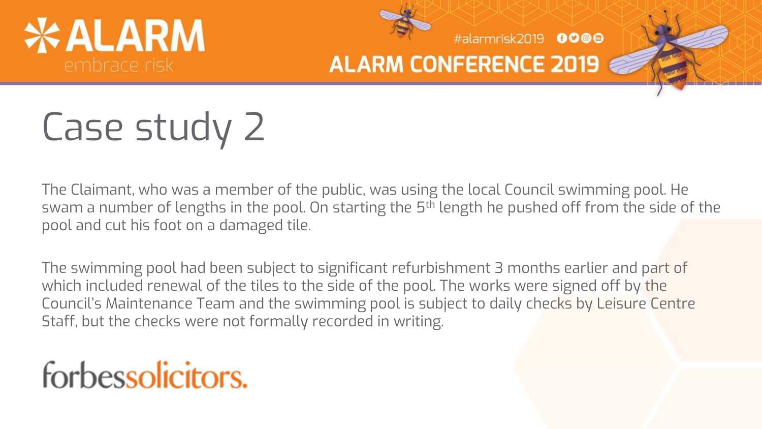# Case study 2

The Claimant, who was a member of the public, was using the local Council swimming pool. He swam a number of lengths in the pool. On starting the 5th length he pushed off from the side of the pool and cut his foot on a damaged tile.

The swimming pool had been subject to significant refurbishment 3 months earlier and part of which included renewal of the tiles to the side of the pool. The works were signed off by the Council's Maintenance Team and the swimming pool is subject to daily checks by Leisure Centre Staff, but the checks were not formally recorded in writing.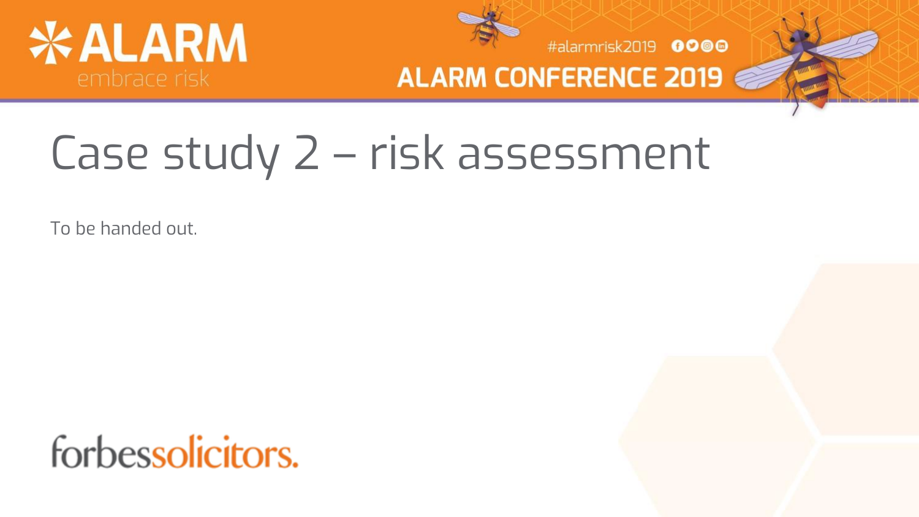# Case study 2 – risk assessment

To be handed out.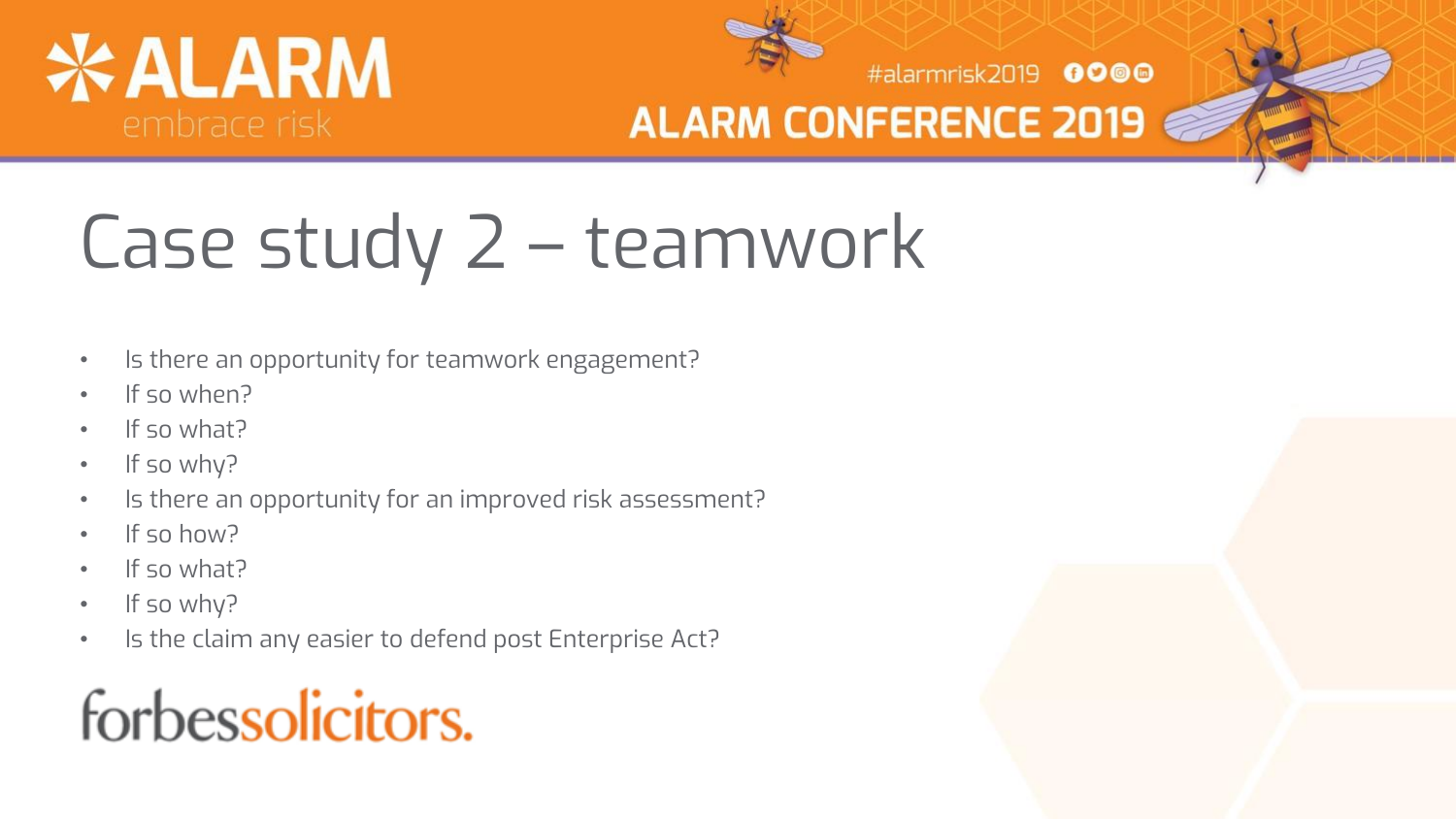# Case study 2 – teamwork

- Is there an opportunity for teamwork engagement?
- If so when?
- If so what?
- If so why?
- Is there an opportunity for an improved risk assessment?
- If so how?
- If so what?
- If so why?
- Is the claim any easier to defend post Enterprise Act?

forbessolicitors.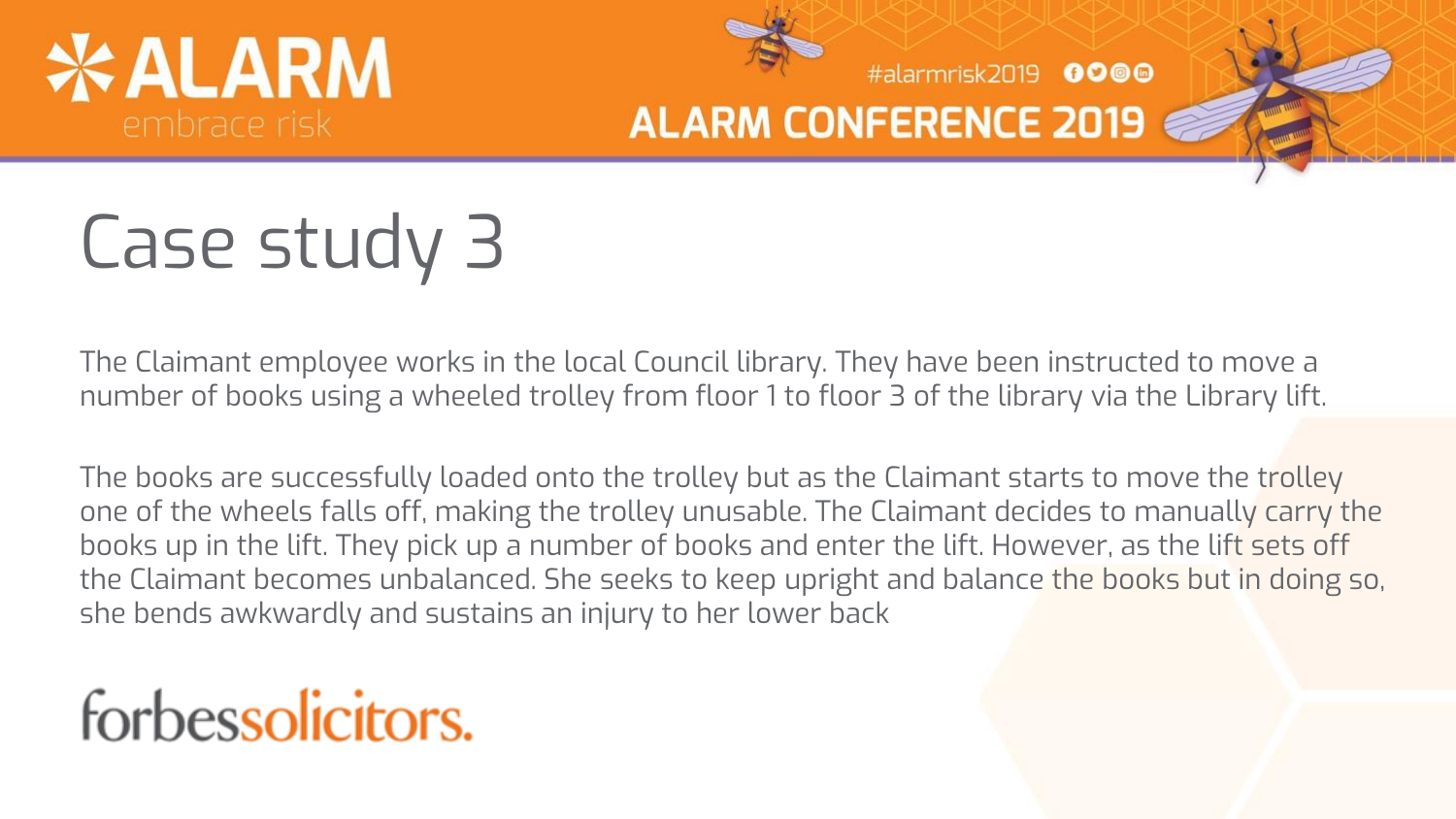# Case study 3

The Claimant employee works in the local Council library. They have been instructed to move a number of books using a wheeled trolley from floor 1 to floor 3 of the library via the Library lift.

The books are successfully loaded onto the trolley but as the Claimant starts to move the trolley one of the wheels falls off, making the trolley unusable. The Claimant decides to manually carry the books up in the lift. They pick up a number of books and enter the lift. However, as the lift sets off the Claimant becomes unbalanced. She seeks to keep upright and balance the books but in doing so, she bends awkwardly and sustains an injury to her lower back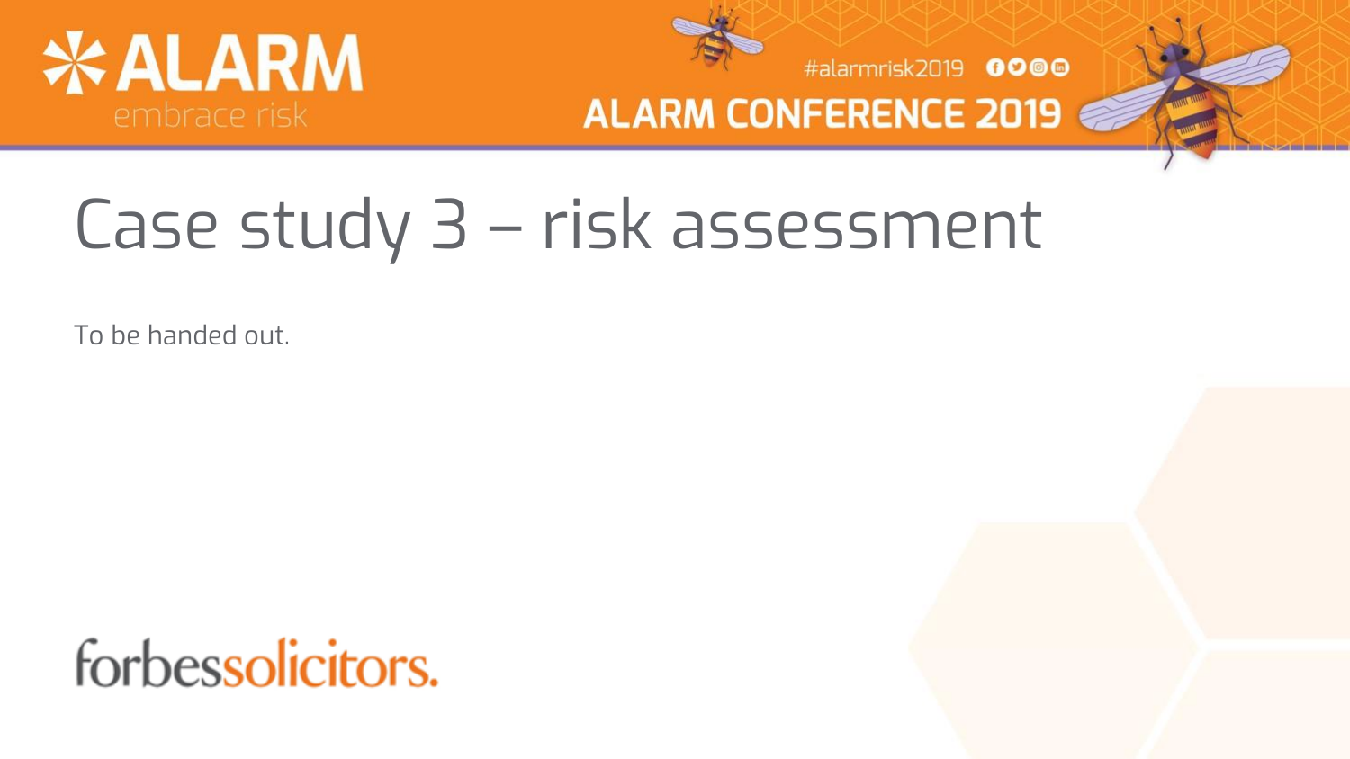# Case study 3 – risk assessment

To be handed out.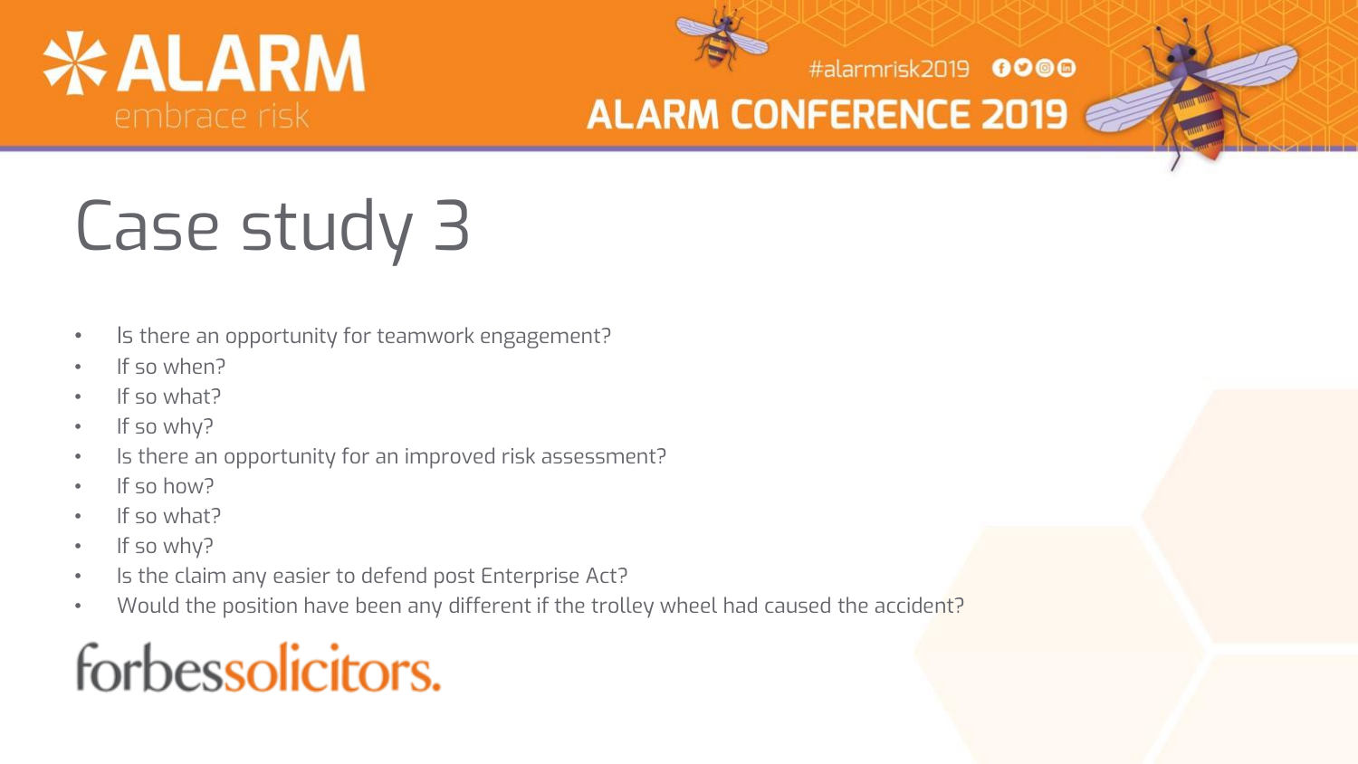# Case study 3

- Is there an opportunity for teamwork engagement?
- If so when?
- If so what?
- If so why?
- Is there an opportunity for an improved risk assessment?
- If so how?
- If so what?
- If so why?
- Is the claim any easier to defend post Enterprise Act?
- Would the position have been any different if the trolley wheel had caused the accident?